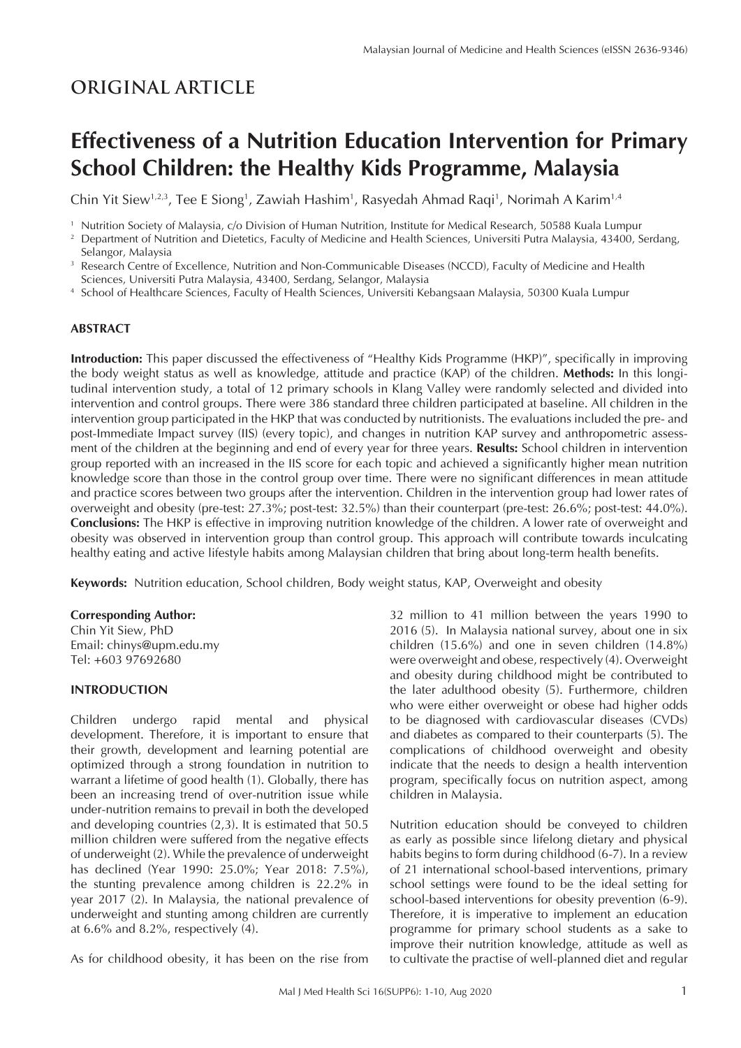ORIGINAL ARTICLE

# Effectiveness of a Nutrition Education Intervention for Primary School Children: the Healthy Kids Programme, Malaysia

Chin Yit Siew[1,2,3], Tee E Siong[1], Zawiah Hashim[1], Rasyedah Ahmad Raqi[1], Norimah A Karim[1,4]

[1] Nutrition Society of Malaysia, c/o Division of Human Nutrition, Institute for Medical Research, 50588 Kuala Lumpur
[2] Department of Nutrition and Dietetics, Faculty of Medicine and Health Sciences, Universiti Putra Malaysia, 43400, Serdang, Selangor, Malaysia
[3] Research Centre of Excellence, Nutrition and Non-Communicable Diseases (NCCD), Faculty of Medicine and Health Sciences, Universiti Putra Malaysia, 43400, Serdang, Selangor, Malaysia
[4] School of Healthcare Sciences, Faculty of Health Sciences, Universiti Kebangsaan Malaysia, 50300 Kuala Lumpur

## ABSTRACT

**Introduction:** This paper discussed the effectiveness of "Healthy Kids Programme (HKP)", specifically in improving the body weight status as well as knowledge, attitude and practice (KAP) of the children. **Methods:** In this longitudinal intervention study, a total of 12 primary schools in Klang Valley were randomly selected and divided into intervention and control groups. There were 386 standard three children participated at baseline. All children in the intervention group participated in the HKP that was conducted by nutritionists. The evaluations included the pre- and post-Immediate Impact survey (IIS) (every topic), and changes in nutrition KAP survey and anthropometric assessment of the children at the beginning and end of every year for three years. **Results:** School children in intervention group reported with an increased in the IIS score for each topic and achieved a significantly higher mean nutrition knowledge score than those in the control group over time. There were no significant differences in mean attitude and practice scores between two groups after the intervention. Children in the intervention group had lower rates of overweight and obesity (pre-test: 27.3%; post-test: 32.5%) than their counterpart (pre-test: 26.6%; post-test: 44.0%). **Conclusions:** The HKP is effective in improving nutrition knowledge of the children. A lower rate of overweight and obesity was observed in intervention group than control group. This approach will contribute towards inculcating healthy eating and active lifestyle habits among Malaysian children that bring about long-term health benefits.

**Keywords:** Nutrition education, School children, Body weight status, KAP, Overweight and obesity

**Corresponding Author:**
Chin Yit Siew, PhD
Email: chinys@upm.edu.my
Tel: +603 97692680

## INTRODUCTION

Children undergo rapid mental and physical development. Therefore, it is important to ensure that their growth, development and learning potential are optimized through a strong foundation in nutrition to warrant a lifetime of good health (1). Globally, there has been an increasing trend of over-nutrition issue while under-nutrition remains to prevail in both the developed and developing countries (2,3). It is estimated that 50.5 million children were suffered from the negative effects of underweight (2). While the prevalence of underweight has declined (Year 1990: 25.0%; Year 2018: 7.5%), the stunting prevalence among children is 22.2% in year 2017 (2). In Malaysia, the national prevalence of underweight and stunting among children are currently at 6.6% and 8.2%, respectively (4).

As for childhood obesity, it has been on the rise from 32 million to 41 million between the years 1990 to 2016 (5). In Malaysia national survey, about one in six children (15.6%) and one in seven children (14.8%) were overweight and obese, respectively (4). Overweight and obesity during childhood might be contributed to the later adulthood obesity (5). Furthermore, children who were either overweight or obese had higher odds to be diagnosed with cardiovascular diseases (CVDs) and diabetes as compared to their counterparts (5). The complications of childhood overweight and obesity indicate that the needs to design a health intervention program, specifically focus on nutrition aspect, among children in Malaysia.

Nutrition education should be conveyed to children as early as possible since lifelong dietary and physical habits begins to form during childhood (6-7). In a review of 21 international school-based interventions, primary school settings were found to be the ideal setting for school-based interventions for obesity prevention (6-9). Therefore, it is imperative to implement an education programme for primary school students as a sake to improve their nutrition knowledge, attitude as well as to cultivate the practise of well-planned diet and regular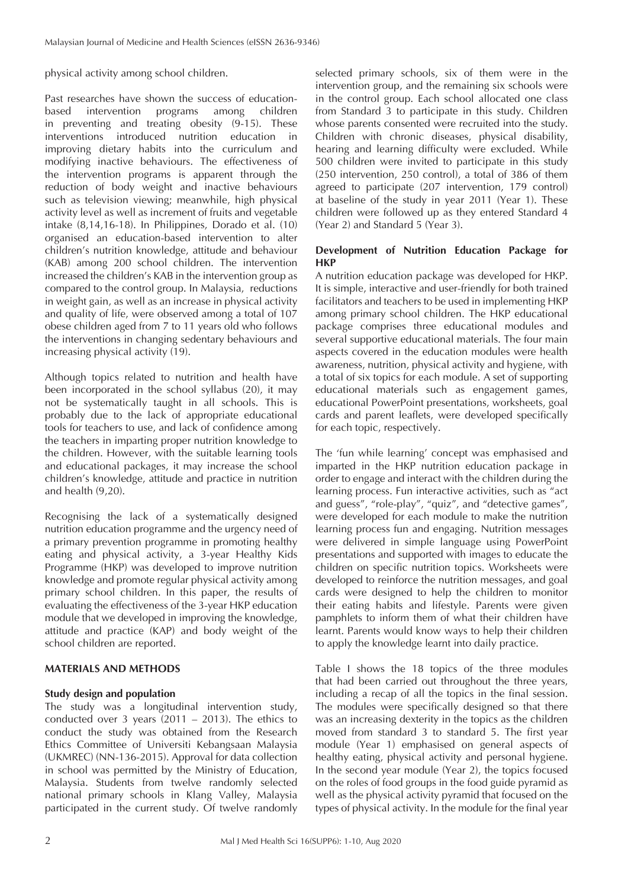physical activity among school children.

Past researches have shown the success of education-based intervention programs among children in preventing and treating obesity (9-15). These interventions introduced nutrition education in improving dietary habits into the curriculum and modifying inactive behaviours. The effectiveness of the intervention programs is apparent through the reduction of body weight and inactive behaviours such as television viewing; meanwhile, high physical activity level as well as increment of fruits and vegetable intake (8,14,16-18). In Philippines, Dorado et al. (10) organised an education-based intervention to alter children's nutrition knowledge, attitude and behaviour (KAB) among 200 school children. The intervention increased the children's KAB in the intervention group as compared to the control group. In Malaysia, reductions in weight gain, as well as an increase in physical activity and quality of life, were observed among a total of 107 obese children aged from 7 to 11 years old who follows the interventions in changing sedentary behaviours and increasing physical activity (19).

Although topics related to nutrition and health have been incorporated in the school syllabus (20), it may not be systematically taught in all schools. This is probably due to the lack of appropriate educational tools for teachers to use, and lack of confidence among the teachers in imparting proper nutrition knowledge to the children. However, with the suitable learning tools and educational packages, it may increase the school children's knowledge, attitude and practice in nutrition and health (9,20).

Recognising the lack of a systematically designed nutrition education programme and the urgency need of a primary prevention programme in promoting healthy eating and physical activity, a 3-year Healthy Kids Programme (HKP) was developed to improve nutrition knowledge and promote regular physical activity among primary school children. In this paper, the results of evaluating the effectiveness of the 3-year HKP education module that we developed in improving the knowledge, attitude and practice (KAP) and body weight of the school children are reported.

## MATERIALS AND METHODS

### Study design and population

The study was a longitudinal intervention study, conducted over 3 years (2011 – 2013). The ethics to conduct the study was obtained from the Research Ethics Committee of Universiti Kebangsaan Malaysia (UKMREC) (NN-136-2015). Approval for data collection in school was permitted by the Ministry of Education, Malaysia. Students from twelve randomly selected national primary schools in Klang Valley, Malaysia participated in the current study. Of twelve randomly selected primary schools, six of them were in the intervention group, and the remaining six schools were in the control group. Each school allocated one class from Standard 3 to participate in this study. Children whose parents consented were recruited into the study. Children with chronic diseases, physical disability, hearing and learning difficulty were excluded. While 500 children were invited to participate in this study (250 intervention, 250 control), a total of 386 of them agreed to participate (207 intervention, 179 control) at baseline of the study in year 2011 (Year 1). These children were followed up as they entered Standard 4 (Year 2) and Standard 5 (Year 3).

### Development of Nutrition Education Package for HKP

A nutrition education package was developed for HKP. It is simple, interactive and user-friendly for both trained facilitators and teachers to be used in implementing HKP among primary school children. The HKP educational package comprises three educational modules and several supportive educational materials. The four main aspects covered in the education modules were health awareness, nutrition, physical activity and hygiene, with a total of six topics for each module. A set of supporting educational materials such as engagement games, educational PowerPoint presentations, worksheets, goal cards and parent leaflets, were developed specifically for each topic, respectively.

The 'fun while learning' concept was emphasised and imparted in the HKP nutrition education package in order to engage and interact with the children during the learning process. Fun interactive activities, such as "act and guess", "role-play", "quiz", and "detective games", were developed for each module to make the nutrition learning process fun and engaging. Nutrition messages were delivered in simple language using PowerPoint presentations and supported with images to educate the children on specific nutrition topics. Worksheets were developed to reinforce the nutrition messages, and goal cards were designed to help the children to monitor their eating habits and lifestyle. Parents were given pamphlets to inform them of what their children have learnt. Parents would know ways to help their children to apply the knowledge learnt into daily practice.

Table I shows the 18 topics of the three modules that had been carried out throughout the three years, including a recap of all the topics in the final session. The modules were specifically designed so that there was an increasing dexterity in the topics as the children moved from standard 3 to standard 5. The first year module (Year 1) emphasised on general aspects of healthy eating, physical activity and personal hygiene. In the second year module (Year 2), the topics focused on the roles of food groups in the food guide pyramid as well as the physical activity pyramid that focused on the types of physical activity. In the module for the final year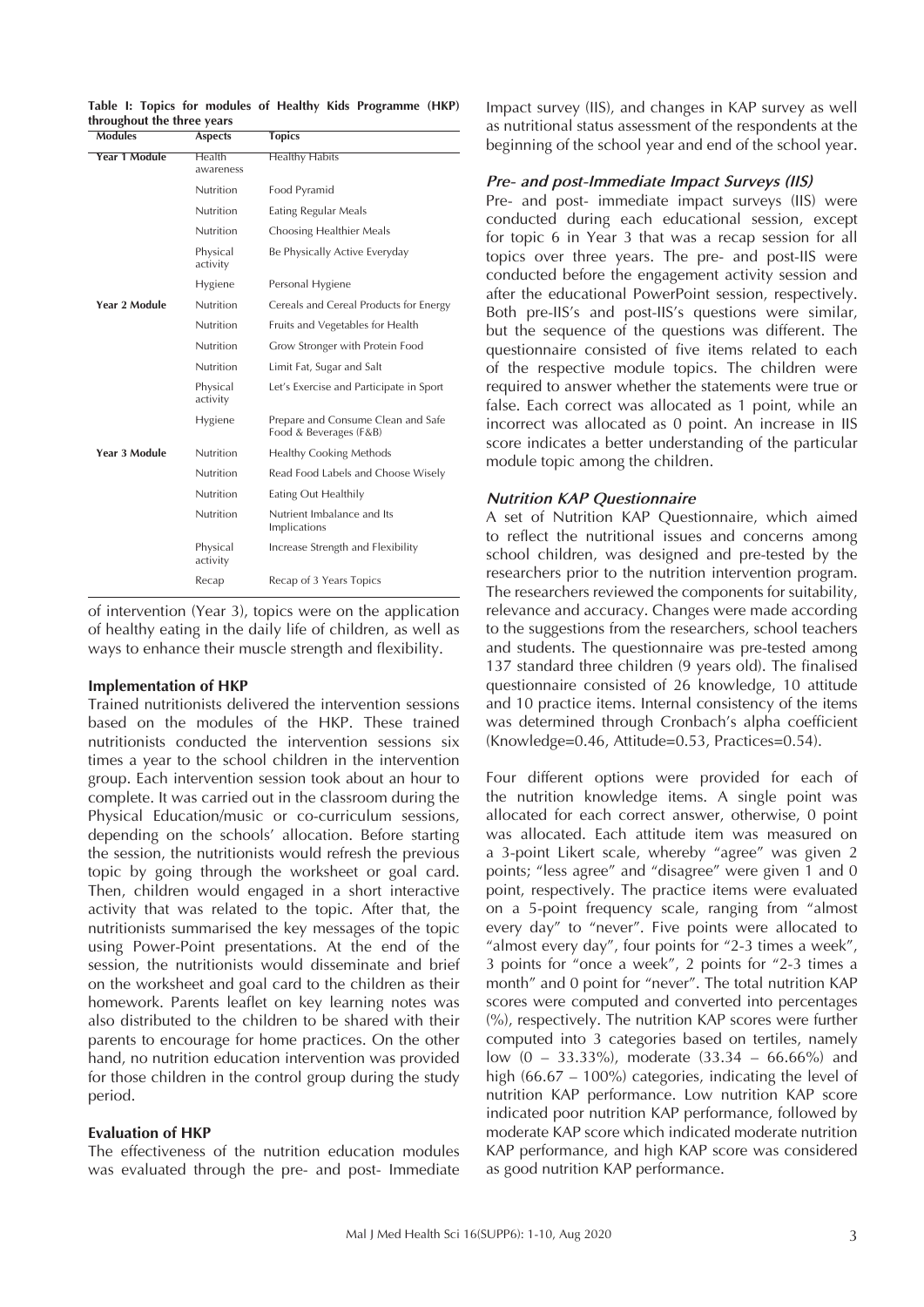**Table I: Topics for modules of Healthy Kids Programme (HKP) throughout the three years**

| Modules | Aspects | Topics |
|---|---|---|
| Year 1 Module | Health awareness | Healthy Habits |
| | Nutrition | Food Pyramid |
| | Nutrition | Eating Regular Meals |
| | Nutrition | Choosing Healthier Meals |
| | Physical activity | Be Physically Active Everyday |
| | Hygiene | Personal Hygiene |
| Year 2 Module | Nutrition | Cereals and Cereal Products for Energy |
| | Nutrition | Fruits and Vegetables for Health |
| | Nutrition | Grow Stronger with Protein Food |
| | Nutrition | Limit Fat, Sugar and Salt |
| | Physical activity | Let's Exercise and Participate in Sport |
| | Hygiene | Prepare and Consume Clean and Safe Food & Beverages (F&B) |
| Year 3 Module | Nutrition | Healthy Cooking Methods |
| | Nutrition | Read Food Labels and Choose Wisely |
| | Nutrition | Eating Out Healthily |
| | Nutrition | Nutrient Imbalance and Its Implications |
| | Physical activity | Increase Strength and Flexibility |
| | Recap | Recap of 3 Years Topics |

of intervention (Year 3), topics were on the application of healthy eating in the daily life of children, as well as ways to enhance their muscle strength and flexibility.

**Implementation of HKP**

Trained nutritionists delivered the intervention sessions based on the modules of the HKP. These trained nutritionists conducted the intervention sessions six times a year to the school children in the intervention group. Each intervention session took about an hour to complete. It was carried out in the classroom during the Physical Education/music or co-curriculum sessions, depending on the schools' allocation. Before starting the session, the nutritionists would refresh the previous topic by going through the worksheet or goal card. Then, children would engaged in a short interactive activity that was related to the topic. After that, the nutritionists summarised the key messages of the topic using Power-Point presentations. At the end of the session, the nutritionists would disseminate and brief on the worksheet and goal card to the children as their homework. Parents leaflet on key learning notes was also distributed to the children to be shared with their parents to encourage for home practices. On the other hand, no nutrition education intervention was provided for those children in the control group during the study period.

**Evaluation of HKP**

The effectiveness of the nutrition education modules was evaluated through the pre- and post- Immediate Impact survey (IIS), and changes in KAP survey as well as nutritional status assessment of the respondents at the beginning of the school year and end of the school year.

***Pre- and post-Immediate Impact Surveys (IIS)***

Pre- and post- immediate impact surveys (IIS) were conducted during each educational session, except for topic 6 in Year 3 that was a recap session for all topics over three years. The pre- and post-IIS were conducted before the engagement activity session and after the educational PowerPoint session, respectively. Both pre-IIS's and post-IIS's questions were similar, but the sequence of the questions was different. The questionnaire consisted of five items related to each of the respective module topics. The children were required to answer whether the statements were true or false. Each correct was allocated as 1 point, while an incorrect was allocated as 0 point. An increase in IIS score indicates a better understanding of the particular module topic among the children.

***Nutrition KAP Questionnaire***

A set of Nutrition KAP Questionnaire, which aimed to reflect the nutritional issues and concerns among school children, was designed and pre-tested by the researchers prior to the nutrition intervention program. The researchers reviewed the components for suitability, relevance and accuracy. Changes were made according to the suggestions from the researchers, school teachers and students. The questionnaire was pre-tested among 137 standard three children (9 years old). The finalised questionnaire consisted of 26 knowledge, 10 attitude and 10 practice items. Internal consistency of the items was determined through Cronbach's alpha coefficient (Knowledge=0.46, Attitude=0.53, Practices=0.54).

Four different options were provided for each of the nutrition knowledge items. A single point was allocated for each correct answer, otherwise, 0 point was allocated. Each attitude item was measured on a 3-point Likert scale, whereby "agree" was given 2 points; "less agree" and "disagree" were given 1 and 0 point, respectively. The practice items were evaluated on a 5-point frequency scale, ranging from "almost every day" to "never". Five points were allocated to "almost every day", four points for "2-3 times a week", 3 points for "once a week", 2 points for "2-3 times a month" and 0 point for "never". The total nutrition KAP scores were computed and converted into percentages (%), respectively. The nutrition KAP scores were further computed into 3 categories based on tertiles, namely low (0 – 33.33%), moderate (33.34 – 66.66%) and high (66.67 – 100%) categories, indicating the level of nutrition KAP performance. Low nutrition KAP score indicated poor nutrition KAP performance, followed by moderate KAP score which indicated moderate nutrition KAP performance, and high KAP score was considered as good nutrition KAP performance.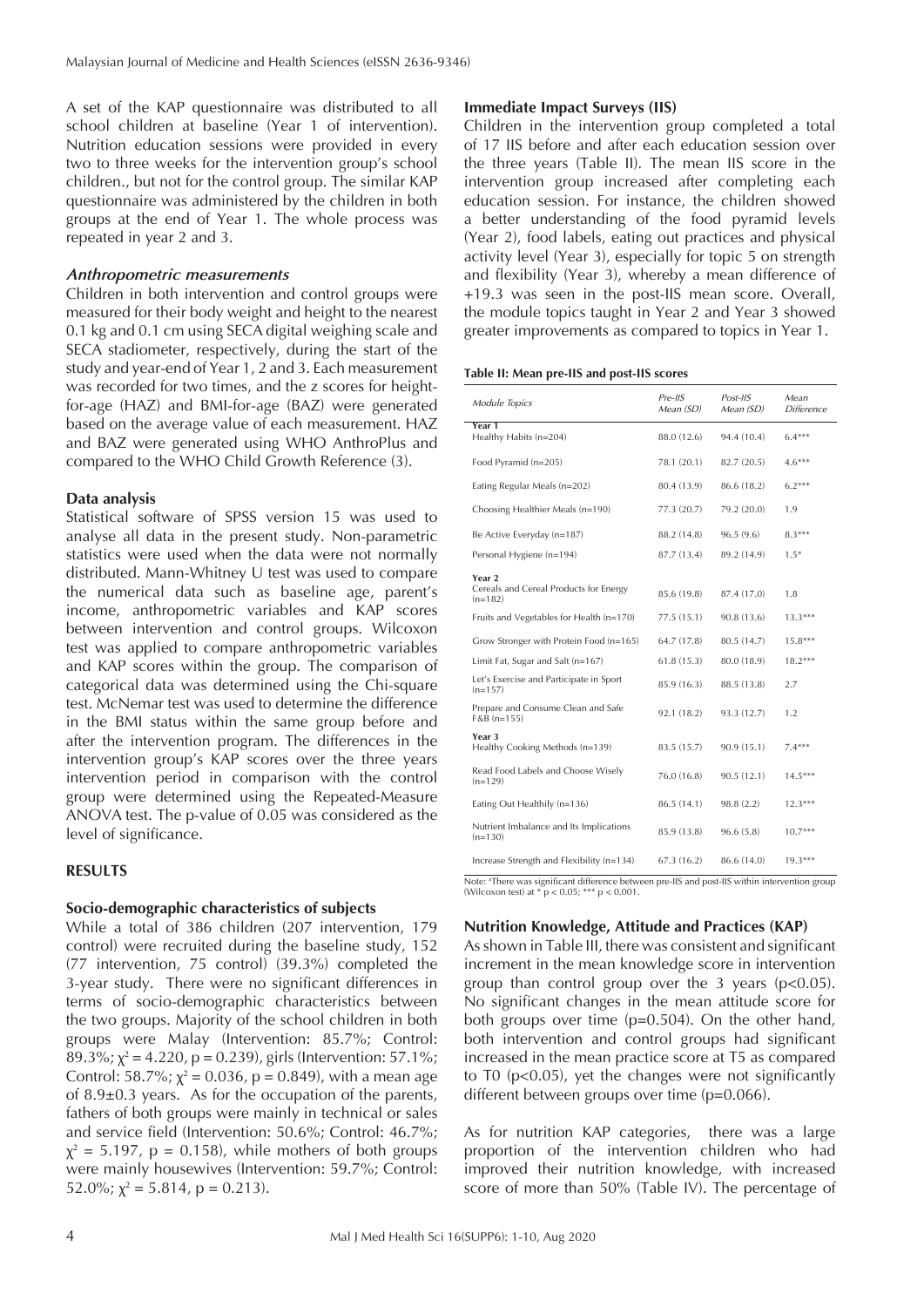A set of the KAP questionnaire was distributed to all school children at baseline (Year 1 of intervention). Nutrition education sessions were provided in every two to three weeks for the intervention group's school children., but not for the control group. The similar KAP questionnaire was administered by the children in both groups at the end of Year 1. The whole process was repeated in year 2 and 3.

#### *Anthropometric measurements*

Children in both intervention and control groups were measured for their body weight and height to the nearest 0.1 kg and 0.1 cm using SECA digital weighing scale and SECA stadiometer, respectively, during the start of the study and year-end of Year 1, 2 and 3. Each measurement was recorded for two times, and the z scores for height-for-age (HAZ) and BMI-for-age (BAZ) were generated based on the average value of each measurement. HAZ and BAZ were generated using WHO AnthroPlus and compared to the WHO Child Growth Reference (3).

### Data analysis

Statistical software of SPSS version 15 was used to analyse all data in the present study. Non-parametric statistics were used when the data were not normally distributed. Mann-Whitney U test was used to compare the numerical data such as baseline age, parent's income, anthropometric variables and KAP scores between intervention and control groups. Wilcoxon test was applied to compare anthropometric variables and KAP scores within the group. The comparison of categorical data was determined using the Chi-square test. McNemar test was used to determine the difference in the BMI status within the same group before and after the intervention program. The differences in the intervention group's KAP scores over the three years intervention period in comparison with the control group were determined using the Repeated-Measure ANOVA test. The p-value of 0.05 was considered as the level of significance.

## RESULTS

### Socio-demographic characteristics of subjects

While a total of 386 children (207 intervention, 179 control) were recruited during the baseline study, 152 (77 intervention, 75 control) (39.3%) completed the 3-year study. There were no significant differences in terms of socio-demographic characteristics between the two groups. Majority of the school children in both groups were Malay (Intervention: 85.7%; Control: 89.3%; $\chi^2 = 4.220$, $p = 0.239$), girls (Intervention: 57.1%; Control: 58.7%; $\chi^2 = 0.036$, $p = 0.849$), with a mean age of 8.9±0.3 years. As for the occupation of the parents, fathers of both groups were mainly in technical or sales and service field (Intervention: 50.6%; Control: 46.7%; $\chi^2 = 5.197$, $p = 0.158$), while mothers of both groups were mainly housewives (Intervention: 59.7%; Control: 52.0%; $\chi^2 = 5.814$, $p = 0.213$).

### Immediate Impact Surveys (IIS)

Children in the intervention group completed a total of 17 IIS before and after each education session over the three years (Table II). The mean IIS score in the intervention group increased after completing each education session. For instance, the children showed a better understanding of the food pyramid levels (Year 2), food labels, eating out practices and physical activity level (Year 3), especially for topic 5 on strength and flexibility (Year 3), whereby a mean difference of +19.3 was seen in the post-IIS mean score. Overall, the module topics taught in Year 2 and Year 3 showed greater improvements as compared to topics in Year 1.

**Table II: Mean pre-IIS and post-IIS scores**

| Module Topics | Pre-IIS Mean (SD) | Post-IIS Mean (SD) | Mean Difference |
|---|---|---|---|
| **Year 1** | | | |
| Healthy Habits (n=204) | 88.0 (12.6) | 94.4 (10.4) | 6.4*** |
| Food Pyramid (n=205) | 78.1 (20.1) | 82.7 (20.5) | 4.6*** |
| Eating Regular Meals (n=202) | 80.4 (13.9) | 86.6 (18.2) | 6.2*** |
| Choosing Healthier Meals (n=190) | 77.3 (20.7) | 79.2 (20.0) | 1.9 |
| Be Active Everyday (n=187) | 88.2 (14.8) | 96.5 (9.6) | 8.3*** |
| Personal Hygiene (n=194) | 87.7 (13.4) | 89.2 (14.9) | 1.5* |
| **Year 2** | | | |
| Cereals and Cereal Products for Energy (n=182) | 85.6 (19.8) | 87.4 (17.0) | 1.8 |
| Fruits and Vegetables for Health (n=170) | 77.5 (15.1) | 90.8 (13.6) | 13.3*** |
| Grow Stronger with Protein Food (n=165) | 64.7 (17.8) | 80.5 (14.7) | 15.8*** |
| Limit Fat, Sugar and Salt (n=167) | 61.8 (15.3) | 80.0 (18.9) | 18.2*** |
| Let's Exercise and Participate in Sport (n=157) | 85.9 (16.3) | 88.5 (13.8) | 2.7 |
| Prepare and Consume Clean and Safe F&B (n=155) | 92.1 (18.2) | 93.3 (12.7) | 1.2 |
| **Year 3** | | | |
| Healthy Cooking Methods (n=139) | 83.5 (15.7) | 90.9 (15.1) | 7.4*** |
| Read Food Labels and Choose Wisely (n=129) | 76.0 (16.8) | 90.5 (12.1) | 14.5*** |
| Eating Out Healthily (n=136) | 86.5 (14.1) | 98.8 (2.2) | 12.3*** |
| Nutrient Imbalance and Its Implications (n=130) | 85.9 (13.8) | 96.6 (5.8) | 10.7*** |
| Increase Strength and Flexibility (n=134) | 67.3 (16.2) | 86.6 (14.0) | 19.3*** |

Note: [a]There was significant difference between pre-IIS and post-IIS within intervention group (Wilcoxon test) at * $p < 0.05$; *** $p < 0.001$.

### Nutrition Knowledge, Attitude and Practices (KAP)

As shown in Table III, there was consistent and significant increment in the mean knowledge score in intervention group than control group over the 3 years ($p<0.05$). No significant changes in the mean attitude score for both groups over time ($p=0.504$). On the other hand, both intervention and control groups had significant increased in the mean practice score at T5 as compared to T0 ($p<0.05$), yet the changes were not significantly different between groups over time ($p=0.066$).

As for nutrition KAP categories, there was a large proportion of the intervention children who had improved their nutrition knowledge, with increased score of more than 50% (Table IV). The percentage of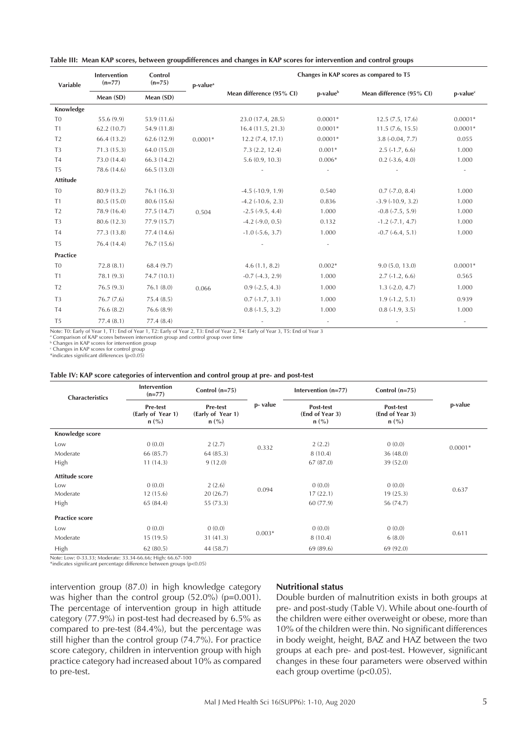**Table III: Mean KAP scores, between groupdifferences and changes in KAP scores for intervention and control groups**

| Variable | Intervention (n=77) | Control (n=75) | p-value[a] | Changes in KAP scores as compared to T5 | | | |
|---|---|---|---|---|---|---|---|
| | Mean (SD) | Mean (SD) | | Mean difference (95% CI) | p-value[b] | Mean difference (95% CI) | p-value[c] |
| **Knowledge** | | | | | | | |
| T0 | 55.6 (9.9) | 53.9 (11.6) | | 23.0 (17.4, 28.5) | 0.0001* | 12.5 (7.5, 17.6) | 0.0001* |
| T1 | 62.2 (10.7) | 54.9 (11.8) | | 16.4 (11.5, 21.3) | 0.0001* | 11.5 (7.6, 15.5) | 0.0001* |
| T2 | 66.4 (13.2) | 62.6 (12.9) | 0.0001* | 12.2 (7.4, 17.1) | 0.0001* | 3.8 (-0.04, 7.7) | 0.055 |
| T3 | 71.3 (15.3) | 64.0 (15.0) | | 7.3 (2.2, 12.4) | 0.001* | 2.5 (-1.7, 6.6) | 1.000 |
| T4 | 73.0 (14.4) | 66.3 (14.2) | | 5.6 (0.9, 10.3) | 0.006* | 0.2 (-3.6, 4.0) | 1.000 |
| T5 | 78.6 (14.6) | 66.5 (13.0) | | - | - | - | - |
| **Attitude** | | | | | | | |
| T0 | 80.9 (13.2) | 76.1 (16.3) | | -4.5 (-10.9, 1.9) | 0.540 | 0.7 (-7.0, 8.4) | 1.000 |
| T1 | 80.5 (15.0) | 80.6 (15.6) | | -4.2 (-10.6, 2.3) | 0.836 | -3.9 (-10.9, 3.2) | 1.000 |
| T2 | 78.9 (16.4) | 77.5 (14.7) | 0.504 | -2.5 (-9.5, 4.4) | 1.000 | -0.8 (-7.5, 5.9) | 1.000 |
| T3 | 80.6 (12.3) | 77.9 (15.7) | | -4.2 (-9.0, 0.5) | 0.132 | -1.2 (-7.1, 4.7) | 1.000 |
| T4 | 77.3 (13.8) | 77.4 (14.6) | | -1.0 (-5.6, 3.7) | 1.000 | -0.7 (-6.4, 5.1) | 1.000 |
| T5 | 76.4 (14.4) | 76.7 (15.6) | | - | - | | |
| **Practice** | | | | | | | |
| T0 | 72.8 (8.1) | 68.4 (9.7) | | 4.6 (1.1, 8.2) | 0.002* | 9.0 (5.0, 13.0) | 0.0001* |
| T1 | 78.1 (9.3) | 74.7 (10.1) | | -0.7 (-4.3, 2.9) | 1.000 | 2.7 (-1.2, 6.6) | 0.565 |
| T2 | 76.5 (9.3) | 76.1 (8.0) | 0.066 | 0.9 (-2.5, 4.3) | 1.000 | 1.3 (-2.0, 4.7) | 1.000 |
| T3 | 76.7 (7.6) | 75.4 (8.5) | | 0.7 (-1.7, 3.1) | 1.000 | 1.9 (-1.2, 5.1) | 0.939 |
| T4 | 76.6 (8.2) | 76.6 (8.9) | | 0.8 (-1.5, 3.2) | 1.000 | 0.8 (-1.9, 3.5) | 1.000 |
| T5 | 77.4 (8.1) | 77.4 (8.4) | | - | - | - | - |

Note: T0: Early of Year 1, T1: End of Year 1, T2: Early of Year 2, T3: End of Year 2, T4: Early of Year 3, T5: End of Year 3
[a] Comparison of KAP scores between intervention group and control group over time
[b] Changes in KAP scores for intervention group
[c] Changes in KAP scores for control group
*indicates significant differences (p<0.05)

**Table IV: KAP score categories of intervention and control group at pre- and post-test**

| Characteristics | Intervention (n=77) | Control (n=75) | p- value | Intervention (n=77) | Control (n=75) | p-value |
|---|---|---|---|---|---|---|
| | Pre-test (Early of Year 1) n (%) | Pre-test (Early of Year 1) n (%) | | Post-test (End of Year 3) n (%) | Post-test (End of Year 3) n (%) | |
| **Knowledge score** | | | | | | |
| Low | 0 (0.0) | 2 (2.7) | 0.332 | 2 (2.2) | 0 (0.0) | 0.0001* |
| Moderate | 66 (85.7) | 64 (85.3) | | 8 (10.4) | 36 (48.0) | |
| High | 11 (14.3) | 9 (12.0) | | 67 (87.0) | 39 (52.0) | |
| **Attitude score** | | | | | | |
| Low | 0 (0.0) | 2 (2.6) | 0.094 | 0 (0.0) | 0 (0.0) | 0.637 |
| Moderate | 12 (15.6) | 20 (26.7) | | 17 (22.1) | 19 (25.3) | |
| High | 65 (84.4) | 55 (73.3) | | 60 (77.9) | 56 (74.7) | |
| **Practice score** | | | | | | |
| Low | 0 (0.0) | 0 (0.0) | 0.003* | 0 (0.0) | 0 (0.0) | 0.611 |
| Moderate | 15 (19.5) | 31 (41.3) | | 8 (10.4) | 6 (8.0) | |
| High | 62 (80.5) | 44 (58.7) | | 69 (89.6) | 69 (92.0) | |

Note: Low: 0-33.33; Moderate: 33.34-66.66; High: 66.67-100
*indicates significant percentage difference between groups (p<0.05)

intervention group (87.0) in high knowledge category was higher than the control group (52.0%) (p=0.001). The percentage of intervention group in high attitude category (77.9%) in post-test had decreased by 6.5% as compared to pre-test (84.4%), but the percentage was still higher than the control group (74.7%). For practice score category, children in intervention group with high practice category had increased about 10% as compared to pre-test.

### Nutritional status

Double burden of malnutrition exists in both groups at pre- and post-study (Table V). While about one-fourth of the children were either overweight or obese, more than 10% of the children were thin. No significant differences in body weight, height, BAZ and HAZ between the two groups at each pre- and post-test. However, significant changes in these four parameters were observed within each group overtime (p<0.05).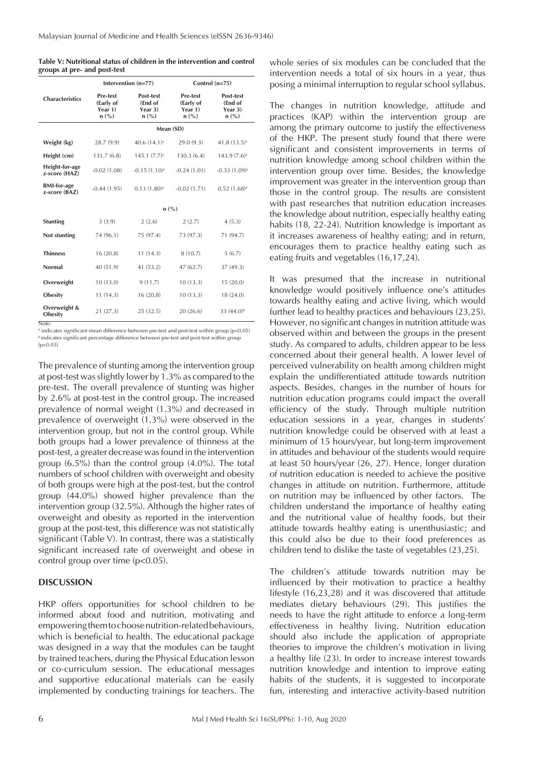**Table V: Nutritional status of children in the intervention and control groups at pre- and post-test**

| Characteristics | Intervention (n=77) | | Control (n=75) | |
|---|---|---|---|---|
| | Pre-test (Early of Year 1) n (%) | Post-test (End of Year 3) n (%) | Pre-test (Early of Year 1) n (%) | Post-test (End of Year 3) n (%) |
| | Mean (SD) | | | |
| Weight (kg) | 28.7 (9.9) | 40.6 (14.1)[a] | 29.0 (9.3) | 41.8 (13.5)[a] |
| Height (cm) | 131.7 (6.8) | 145.1 (7.7)[a] | 130.3 (6.4) | 143.9 (7.6)[a] |
| Height-for-age z-score (HAZ) | -0.02 (1.08) | -0.15 (1.10)[a] | -0.24 (1.01) | -0.33 (1.09)[a] |
| BMI-for-age z-score (BAZ) | -0.44 (1.95) | 0.13 (1.80)[a] | -0.02 (1.71) | 0.52 (1.68)[a] |
| | n (%) | | | |
| Stunting | 3 (3.9) | 2 (2.6) | 2 (2.7) | 4 (5.3) |
| Not stunting | 74 (96.1) | 75 (97.4) | 73 (97.3) | 71 (94.7) |
| Thinness | 16 (20.8) | 11 (14.3) | 8 (10.7) | 5 (6.7) |
| Normal | 40 (51.9) | 41 (53.2) | 47 (62.7) | 37 (49.3) |
| Overweight | 10 (13.0) | 9 (11.7) | 10 (13.3) | 15 (20.0) |
| Obesity | 11 (14.3) | 16 (20.8) | 10 (13.3) | 18 (24.0) |
| Overweight & Obesity | 21 (27.3) | 25 (32.5) | 20 (26.6) | 33 (44.0)[b] |

Note:
[a] indicates significant mean difference between pre-test and post-test within group ($p<0.05$)
[b] indicates significant percentage difference between pre-test and post-test within group ($p<0.05$)

The prevalence of stunting among the intervention group at post-test was slightly lower by 1.3% as compared to the pre-test. The overall prevalence of stunting was higher by 2.6% at post-test in the control group. The increased prevalence of normal weight (1.3%) and decreased in prevalence of overweight (1.3%) were observed in the intervention group, but not in the control group. While both groups had a lower prevalence of thinness at the post-test, a greater decrease was found in the intervention group (6.5%) than the control group (4.0%). The total numbers of school children with overweight and obesity of both groups were high at the post-test, but the control group (44.0%) showed higher prevalence than the intervention group (32.5%). Although the higher rates of overweight and obesity as reported in the intervention group at the post-test, this difference was not statistically significant (Table V). In contrast, there was a statistically significant increased rate of overweight and obese in control group over time ($p<0.05$).

## DISCUSSION

HKP offers opportunities for school children to be informed about food and nutrition, motivating and empowering them to choose nutrition-related behaviours, which is beneficial to health. The educational package was designed in a way that the modules can be taught by trained teachers, during the Physical Education lesson or co-curriculum session. The educational messages and supportive educational materials can be easily implemented by conducting trainings for teachers. The whole series of six modules can be concluded that the intervention needs a total of six hours in a year, thus posing a minimal interruption to regular school syllabus.

The changes in nutrition knowledge, attitude and practices (KAP) within the intervention group are among the primary outcome to justify the effectiveness of the HKP. The present study found that there were significant and consistent improvements in terms of nutrition knowledge among school children within the intervention group over time. Besides, the knowledge improvement was greater in the intervention group than those in the control group. The results are consistent with past researches that nutrition education increases the knowledge about nutrition, especially healthy eating habits (18, 22-24). Nutrition knowledge is important as it increases awareness of healthy eating; and in return, encourages them to practice healthy eating such as eating fruits and vegetables (16,17,24).

It was presumed that the increase in nutritional knowledge would positively influence one's attitudes towards healthy eating and active living, which would further lead to healthy practices and behaviours (23,25). However, no significant changes in nutrition attitude was observed within and between the groups in the present study. As compared to adults, children appear to be less concerned about their general health. A lower level of perceived vulnerability on health among children might explain the undifferentiated attitude towards nutrition aspects. Besides, changes in the number of hours for nutrition education programs could impact the overall efficiency of the study. Through multiple nutrition education sessions in a year, changes in students' nutrition knowledge could be observed with at least a minimum of 15 hours/year, but long-term improvement in attitudes and behaviour of the students would require at least 50 hours/year (26, 27). Hence, longer duration of nutrition education is needed to achieve the positive changes in attitude on nutrition. Furthermore, attitude on nutrition may be influenced by other factors. The children understand the importance of healthy eating and the nutritional value of healthy foods, but their attitude towards healthy eating is unenthusiastic; and this could also be due to their food preferences as children tend to dislike the taste of vegetables (23,25).

The children's attitude towards nutrition may be influenced by their motivation to practice a healthy lifestyle (16,23,28) and it was discovered that attitude mediates dietary behaviours (29). This justifies the needs to have the right attitude to enforce a long-term effectiveness in healthy living. Nutrition education should also include the application of appropriate theories to improve the children's motivation in living a healthy life (23). In order to increase interest towards nutrition knowledge and intention to improve eating habits of the students, it is suggested to incorporate fun, interesting and interactive activity-based nutrition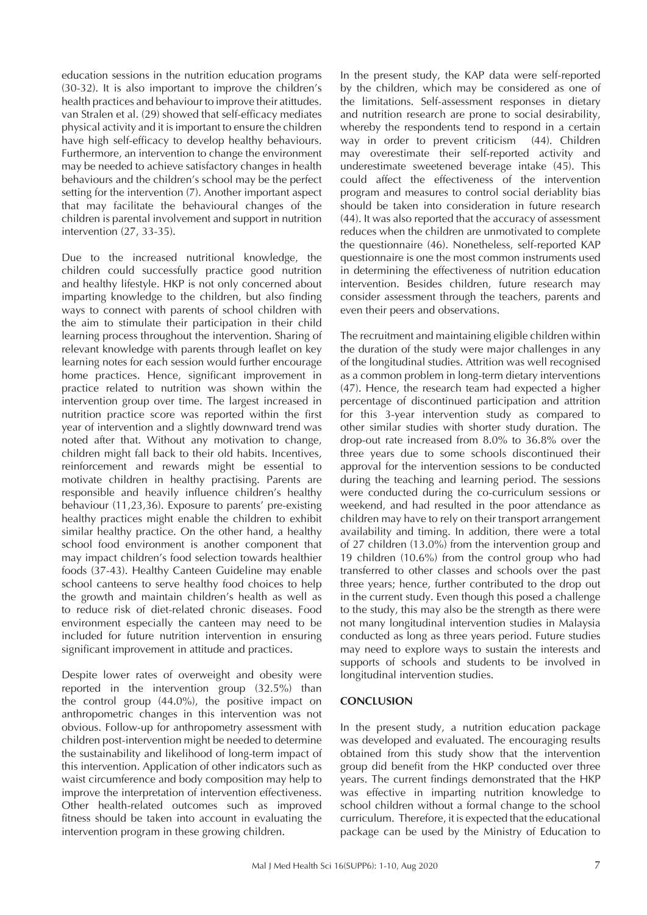education sessions in the nutrition education programs (30-32). It is also important to improve the children's health practices and behaviour to improve their atittudes. van Stralen et al. (29) showed that self-efficacy mediates physical activity and it is important to ensure the children have high self-efficacy to develop healthy behaviours. Furthermore, an intervention to change the environment may be needed to achieve satisfactory changes in health behaviours and the children's school may be the perfect setting for the intervention (7). Another important aspect that may facilitate the behavioural changes of the children is parental involvement and support in nutrition intervention (27, 33-35).

Due to the increased nutritional knowledge, the children could successfully practice good nutrition and healthy lifestyle. HKP is not only concerned about imparting knowledge to the children, but also finding ways to connect with parents of school children with the aim to stimulate their participation in their child learning process throughout the intervention. Sharing of relevant knowledge with parents through leaflet on key learning notes for each session would further encourage home practices. Hence, significant improvement in practice related to nutrition was shown within the intervention group over time. The largest increased in nutrition practice score was reported within the first year of intervention and a slightly downward trend was noted after that. Without any motivation to change, children might fall back to their old habits. Incentives, reinforcement and rewards might be essential to motivate children in healthy practising. Parents are responsible and heavily influence children's healthy behaviour (11,23,36). Exposure to parents' pre-existing healthy practices might enable the children to exhibit similar healthy practice. On the other hand, a healthy school food environment is another component that may impact children's food selection towards healthier foods (37-43). Healthy Canteen Guideline may enable school canteens to serve healthy food choices to help the growth and maintain children's health as well as to reduce risk of diet-related chronic diseases. Food environment especially the canteen may need to be included for future nutrition intervention in ensuring significant improvement in attitude and practices.

Despite lower rates of overweight and obesity were reported in the intervention group (32.5%) than the control group (44.0%), the positive impact on anthropometric changes in this intervention was not obvious. Follow-up for anthropometry assessment with children post-intervention might be needed to determine the sustainability and likelihood of long-term impact of this intervention. Application of other indicators such as waist circumference and body composition may help to improve the interpretation of intervention effectiveness. Other health-related outcomes such as improved fitness should be taken into account in evaluating the intervention program in these growing children.

In the present study, the KAP data were self-reported by the children, which may be considered as one of the limitations. Self-assessment responses in dietary and nutrition research are prone to social desirability, whereby the respondents tend to respond in a certain way in order to prevent criticism (44). Children may overestimate their self-reported activity and underestimate sweetened beverage intake (45). This could affect the effectiveness of the intervention program and measures to control social deriablity bias should be taken into consideration in future research (44). It was also reported that the accuracy of assessment reduces when the children are unmotivated to complete the questionnaire (46). Nonetheless, self-reported KAP questionnaire is one the most common instruments used in determining the effectiveness of nutrition education intervention. Besides children, future research may consider assessment through the teachers, parents and even their peers and observations.

The recruitment and maintaining eligible children within the duration of the study were major challenges in any of the longitudinal studies. Attrition was well recognised as a common problem in long-term dietary interventions (47). Hence, the research team had expected a higher percentage of discontinued participation and attrition for this 3-year intervention study as compared to other similar studies with shorter study duration. The drop-out rate increased from 8.0% to 36.8% over the three years due to some schools discontinued their approval for the intervention sessions to be conducted during the teaching and learning period. The sessions were conducted during the co-curriculum sessions or weekend, and had resulted in the poor attendance as children may have to rely on their transport arrangement availability and timing. In addition, there were a total of 27 children (13.0%) from the intervention group and 19 children (10.6%) from the control group who had transferred to other classes and schools over the past three years; hence, further contributed to the drop out in the current study. Even though this posed a challenge to the study, this may also be the strength as there were not many longitudinal intervention studies in Malaysia conducted as long as three years period. Future studies may need to explore ways to sustain the interests and supports of schools and students to be involved in longitudinal intervention studies.

## CONCLUSION

In the present study, a nutrition education package was developed and evaluated. The encouraging results obtained from this study show that the intervention group did benefit from the HKP conducted over three years. The current findings demonstrated that the HKP was effective in imparting nutrition knowledge to school children without a formal change to the school curriculum. Therefore, it is expected that the educational package can be used by the Ministry of Education to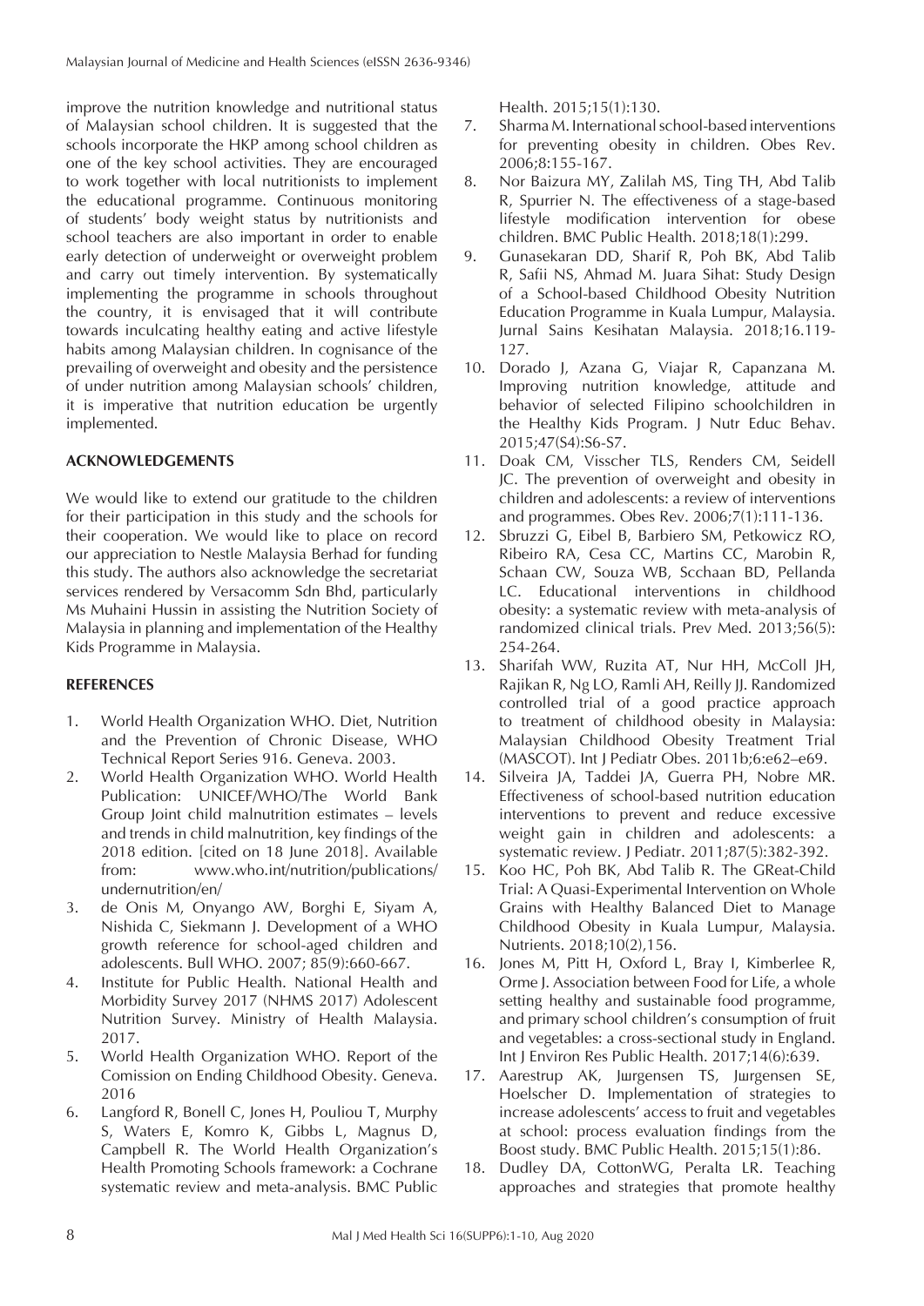improve the nutrition knowledge and nutritional status of Malaysian school children. It is suggested that the schools incorporate the HKP among school children as one of the key school activities. They are encouraged to work together with local nutritionists to implement the educational programme. Continuous monitoring of students' body weight status by nutritionists and school teachers are also important in order to enable early detection of underweight or overweight problem and carry out timely intervention. By systematically implementing the programme in schools throughout the country, it is envisaged that it will contribute towards inculcating healthy eating and active lifestyle habits among Malaysian children. In cognisance of the prevailing of overweight and obesity and the persistence of under nutrition among Malaysian schools' children, it is imperative that nutrition education be urgently implemented.

## ACKNOWLEDGEMENTS

We would like to extend our gratitude to the children for their participation in this study and the schools for their cooperation. We would like to place on record our appreciation to Nestle Malaysia Berhad for funding this study. The authors also acknowledge the secretariat services rendered by Versacomm Sdn Bhd, particularly Ms Muhaini Hussin in assisting the Nutrition Society of Malaysia in planning and implementation of the Healthy Kids Programme in Malaysia.

## REFERENCES

1. World Health Organization WHO. Diet, Nutrition and the Prevention of Chronic Disease, WHO Technical Report Series 916. Geneva. 2003.
2. World Health Organization WHO. World Health Publication: UNICEF/WHO/The World Bank Group Joint child malnutrition estimates – levels and trends in child malnutrition, key findings of the 2018 edition. [cited on 18 June 2018]. Available from: www.who.int/nutrition/publications/undernutrition/en/
3. de Onis M, Onyango AW, Borghi E, Siyam A, Nishida C, Siekmann J. Development of a WHO growth reference for school-aged children and adolescents. Bull WHO. 2007; 85(9):660-667.
4. Institute for Public Health. National Health and Morbidity Survey 2017 (NHMS 2017) Adolescent Nutrition Survey. Ministry of Health Malaysia. 2017.
5. World Health Organization WHO. Report of the Comission on Ending Childhood Obesity. Geneva. 2016
6. Langford R, Bonell C, Jones H, Pouliou T, Murphy S, Waters E, Komro K, Gibbs L, Magnus D, Campbell R. The World Health Organization's Health Promoting Schools framework: a Cochrane systematic review and meta-analysis. BMC Public Health. 2015;15(1):130.
7. Sharma M. International school-based interventions for preventing obesity in children. Obes Rev. 2006;8:155-167.
8. Nor Baizura MY, Zalilah MS, Ting TH, Abd Talib R, Spurrier N. The effectiveness of a stage-based lifestyle modification intervention for obese children. BMC Public Health. 2018;18(1):299.
9. Gunasekaran DD, Sharif R, Poh BK, Abd Talib R, Safii NS, Ahmad M. Juara Sihat: Study Design of a School-based Childhood Obesity Nutrition Education Programme in Kuala Lumpur, Malaysia. Jurnal Sains Kesihatan Malaysia. 2018;16.119-127.
10. Dorado J, Azana G, Viajar R, Capanzana M. Improving nutrition knowledge, attitude and behavior of selected Filipino schoolchildren in the Healthy Kids Program. J Nutr Educ Behav. 2015;47(S4):S6-S7.
11. Doak CM, Visscher TLS, Renders CM, Seidell JC. The prevention of overweight and obesity in children and adolescents: a review of interventions and programmes. Obes Rev. 2006;7(1):111-136.
12. Sbruzzi G, Eibel B, Barbiero SM, Petkowicz RO, Ribeiro RA, Cesa CC, Martins CC, Marobin R, Schaan CW, Souza WB, Scchaan BD, Pellanda LC. Educational interventions in childhood obesity: a systematic review with meta-analysis of randomized clinical trials. Prev Med. 2013;56(5): 254-264.
13. Sharifah WW, Ruzita AT, Nur HH, McColl JH, Rajikan R, Ng LO, Ramli AH, Reilly JJ. Randomized controlled trial of a good practice approach to treatment of childhood obesity in Malaysia: Malaysian Childhood Obesity Treatment Trial (MASCOT). Int J Pediatr Obes. 2011b;6:e62–e69.
14. Silveira JA, Taddei JA, Guerra PH, Nobre MR. Effectiveness of school-based nutrition education interventions to prevent and reduce excessive weight gain in children and adolescents: a systematic review. J Pediatr. 2011;87(5):382-392.
15. Koo HC, Poh BK, Abd Talib R. The GReat-Child Trial: A Quasi-Experimental Intervention on Whole Grains with Healthy Balanced Diet to Manage Childhood Obesity in Kuala Lumpur, Malaysia. Nutrients. 2018;10(2),156.
16. Jones M, Pitt H, Oxford L, Bray I, Kimberlee R, Orme J. Association between Food for Life, a whole setting healthy and sustainable food programme, and primary school children's consumption of fruit and vegetables: a cross-sectional study in England. Int J Environ Res Public Health. 2017;14(6):639.
17. Aarestrup AK, Jшrgensen TS, Jшrgensen SE, Hoelscher D. Implementation of strategies to increase adolescents' access to fruit and vegetables at school: process evaluation findings from the Boost study. BMC Public Health. 2015;15(1):86.
18. Dudley DA, CottonWG, Peralta LR. Teaching approaches and strategies that promote healthy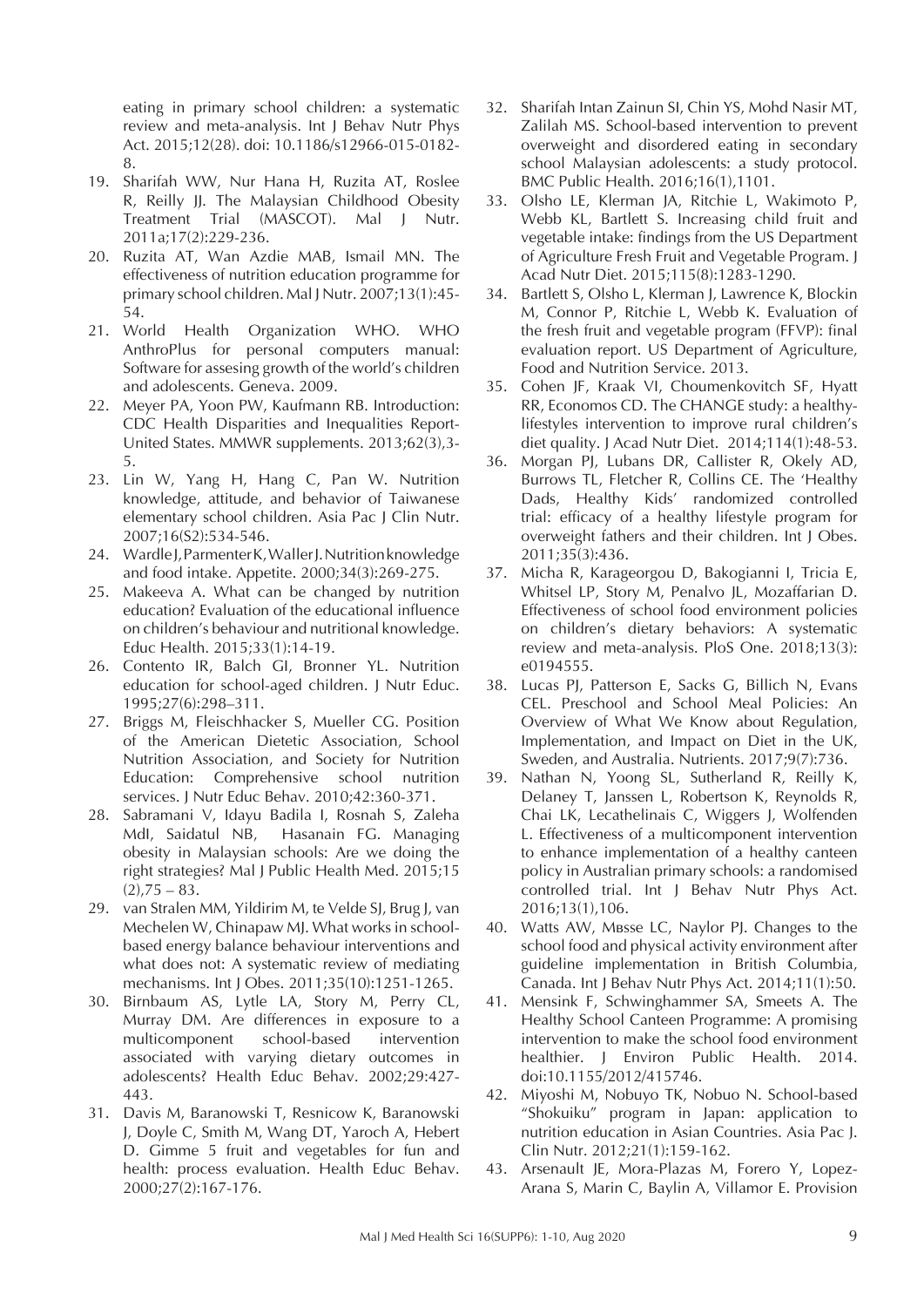eating in primary school children: a systematic review and meta-analysis. Int J Behav Nutr Phys Act. 2015;12(28). doi: 10.1186/s12966-015-0182-8.

19. Sharifah WW, Nur Hana H, Ruzita AT, Roslee R, Reilly JJ. The Malaysian Childhood Obesity Treatment Trial (MASCOT). Mal J Nutr. 2011a;17(2):229-236.
20. Ruzita AT, Wan Azdie MAB, Ismail MN. The effectiveness of nutrition education programme for primary school children. Mal J Nutr. 2007;13(1):45-54.
21. World Health Organization WHO. WHO AnthroPlus for personal computers manual: Software for assesing growth of the world's children and adolescents. Geneva. 2009.
22. Meyer PA, Yoon PW, Kaufmann RB. Introduction: CDC Health Disparities and Inequalities Report-United States. MMWR supplements. 2013;62(3),3-5.
23. Lin W, Yang H, Hang C, Pan W. Nutrition knowledge, attitude, and behavior of Taiwanese elementary school children. Asia Pac J Clin Nutr. 2007;16(S2):534-546.
24. Wardle J, Parmenter K, Waller J. Nutrition knowledge and food intake. Appetite. 2000;34(3):269-275.
25. Makeeva A. What can be changed by nutrition education? Evaluation of the educational influence on children's behaviour and nutritional knowledge. Educ Health. 2015;33(1):14-19.
26. Contento IR, Balch GI, Bronner YL. Nutrition education for school-aged children. J Nutr Educ. 1995;27(6):298–311.
27. Briggs M, Fleischhacker S, Mueller CG. Position of the American Dietetic Association, School Nutrition Association, and Society for Nutrition Education: Comprehensive school nutrition services. J Nutr Educ Behav. 2010;42:360-371.
28. Sabramani V, Idayu Badila I, Rosnah S, Zaleha MdI, Saidatul NB, Hasanain FG. Managing obesity in Malaysian schools: Are we doing the right strategies? Mal J Public Health Med. 2015;15 (2),75 – 83.
29. van Stralen MM, Yildirim M, te Velde SJ, Brug J, van Mechelen W, Chinapaw MJ. What works in school-based energy balance behaviour interventions and what does not: A systematic review of mediating mechanisms. Int J Obes. 2011;35(10):1251-1265.
30. Birnbaum AS, Lytle LA, Story M, Perry CL, Murray DM. Are differences in exposure to a multicomponent school-based intervention associated with varying dietary outcomes in adolescents? Health Educ Behav. 2002;29:427-443.
31. Davis M, Baranowski T, Resnicow K, Baranowski J, Doyle C, Smith M, Wang DT, Yaroch A, Hebert D. Gimme 5 fruit and vegetables for fun and health: process evaluation. Health Educ Behav. 2000;27(2):167-176.
32. Sharifah Intan Zainun SI, Chin YS, Mohd Nasir MT, Zalilah MS. School-based intervention to prevent overweight and disordered eating in secondary school Malaysian adolescents: a study protocol. BMC Public Health. 2016;16(1),1101.
33. Olsho LE, Klerman JA, Ritchie L, Wakimoto P, Webb KL, Bartlett S. Increasing child fruit and vegetable intake: findings from the US Department of Agriculture Fresh Fruit and Vegetable Program. J Acad Nutr Diet. 2015;115(8):1283-1290.
34. Bartlett S, Olsho L, Klerman J, Lawrence K, Blockin M, Connor P, Ritchie L, Webb K. Evaluation of the fresh fruit and vegetable program (FFVP): final evaluation report. US Department of Agriculture, Food and Nutrition Service. 2013.
35. Cohen JF, Kraak VI, Choumenkovitch SF, Hyatt RR, Economos CD. The CHANGE study: a healthy-lifestyles intervention to improve rural children's diet quality. J Acad Nutr Diet. 2014;114(1):48-53.
36. Morgan PJ, Lubans DR, Callister R, Okely AD, Burrows TL, Fletcher R, Collins CE. The 'Healthy Dads, Healthy Kids' randomized controlled trial: efficacy of a healthy lifestyle program for overweight fathers and their children. Int J Obes. 2011;35(3):436.
37. Micha R, Karageorgou D, Bakogianni I, Tricia E, Whitsel LP, Story M, Penalvo JL, Mozaffarian D. Effectiveness of school food environment policies on children's dietary behaviors: A systematic review and meta-analysis. PloS One. 2018;13(3): e0194555.
38. Lucas PJ, Patterson E, Sacks G, Billich N, Evans CEL. Preschool and School Meal Policies: An Overview of What We Know about Regulation, Implementation, and Impact on Diet in the UK, Sweden, and Australia. Nutrients. 2017;9(7):736.
39. Nathan N, Yoong SL, Sutherland R, Reilly K, Delaney T, Janssen L, Robertson K, Reynolds R, Chai LK, Lecathelinais C, Wiggers J, Wolfenden L. Effectiveness of a multicomponent intervention to enhance implementation of a healthy canteen policy in Australian primary schools: a randomised controlled trial. Int J Behav Nutr Phys Act. 2016;13(1),106.
40. Watts AW, Mвsse LC, Naylor PJ. Changes to the school food and physical activity environment after guideline implementation in British Columbia, Canada. Int J Behav Nutr Phys Act. 2014;11(1):50.
41. Mensink F, Schwinghammer SA, Smeets A. The Healthy School Canteen Programme: A promising intervention to make the school food environment healthier. J Environ Public Health. 2014. doi:10.1155/2012/415746.
42. Miyoshi M, Nobuyo TK, Nobuo N. School-based "Shokuiku" program in Japan: application to nutrition education in Asian Countries. Asia Pac J. Clin Nutr. 2012;21(1):159-162.
43. Arsenault JE, Mora-Plazas M, Forero Y, Lopez-Arana S, Marin C, Baylin A, Villamor E. Provision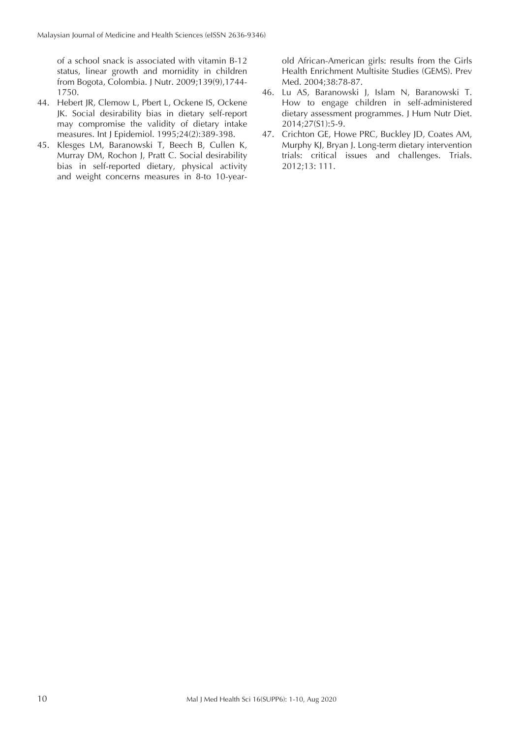of a school snack is associated with vitamin B-12 status, linear growth and mornidity in children from Bogota, Colombia. J Nutr. 2009;139(9),1744-1750.

44. Hebert JR, Clemow L, Pbert L, Ockene IS, Ockene JK. Social desirability bias in dietary self-report may compromise the validity of dietary intake measures. Int J Epidemiol. 1995;24(2):389-398.
45. Klesges LM, Baranowski T, Beech B, Cullen K, Murray DM, Rochon J, Pratt C. Social desirability bias in self-reported dietary, physical activity and weight concerns measures in 8-to 10-year-old African-American girls: results from the Girls Health Enrichment Multisite Studies (GEMS). Prev Med. 2004;38:78-87.
46. Lu AS, Baranowski J, Islam N, Baranowski T. How to engage children in self-administered dietary assessment programmes. J Hum Nutr Diet. 2014;27(S1):5-9.
47. Crichton GE, Howe PRC, Buckley JD, Coates AM, Murphy KJ, Bryan J. Long-term dietary intervention trials: critical issues and challenges. Trials. 2012;13: 111.